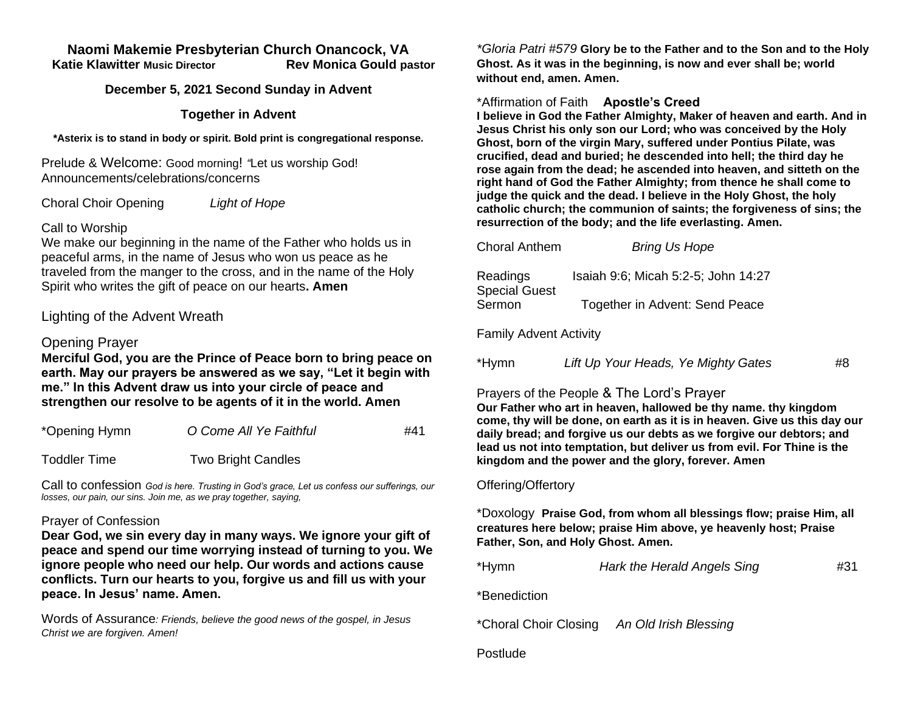# Naomi Makemie Presbyterian Church Onancock, VA

**Katie Klawitter Music Director** **Rev Monica Gould pastor**

**December 5, 2021 Second Sunday in Advent**

**Together in Advent**

**\*Asterix is to stand in body or spirit. Bold print is congregational response.**

Prelude & Welcome: Good morning! "Let us worship God!
Announcements/celebrations/concerns

Choral Choir Opening *Light of Hope*

Call to Worship
We make our beginning in the name of the Father who holds us in peaceful arms, in the name of Jesus who won us peace as he traveled from the manger to the cross, and in the name of the Holy Spirit who writes the gift of peace on our hearts**. Amen**

Lighting of the Advent Wreath

Opening Prayer
**Merciful God, you are the Prince of Peace born to bring peace on earth. May our prayers be answered as we say, "Let it begin with me." In this Advent draw us into your circle of peace and strengthen our resolve to be agents of it in the world. Amen**

*Opening Hymn *O Come All Ye Faithful* #41

Toddler Time Two Bright Candles

Call to confession *God is here. Trusting in God's grace, Let us confess our sufferings, our losses, our pain, our sins. Join me, as we pray together, saying,*

Prayer of Confession
**Dear God, we sin every day in many ways. We ignore your gift of peace and spend our time worrying instead of turning to you. We ignore people who need our help. Our words and actions cause conflicts. Turn our hearts to you, forgive us and fill us with your peace. In Jesus' name. Amen.**

Words of Assurance*: Friends, believe the good news of the gospel, in Jesus Christ we are forgiven. Amen!*

*\*Gloria Patri #579* **Glory be to the Father and to the Son and to the Holy Ghost. As it was in the beginning, is now and ever shall be; world without end, amen. Amen.**

*Affirmation of Faith **Apostle's Creed**
**I believe in God the Father Almighty, Maker of heaven and earth. And in Jesus Christ his only son our Lord; who was conceived by the Holy Ghost, born of the virgin Mary, suffered under Pontius Pilate, was crucified, dead and buried; he descended into hell; the third day he rose again from the dead; he ascended into heaven, and sitteth on the right hand of God the Father Almighty; from thence he shall come to judge the quick and the dead. I believe in the Holy Ghost, the holy catholic church; the communion of saints; the forgiveness of sins; the resurrection of the body; and the life everlasting. Amen.**

Choral Anthem *Bring Us Hope*

Readings Isaiah 9:6; Micah 5:2-5; John 14:27
Special Guest
Sermon Together in Advent: Send Peace

Family Advent Activity

*Hymn *Lift Up Your Heads, Ye Mighty Gates* #8

Prayers of the People & The Lord's Prayer
**Our Father who art in heaven, hallowed be thy name. thy kingdom come, thy will be done, on earth as it is in heaven. Give us this day our daily bread; and forgive us our debts as we forgive our debtors; and lead us not into temptation, but deliver us from evil. For Thine is the kingdom and the power and the glory, forever. Amen**

Offering/Offertory

*Doxology **Praise God, from whom all blessings flow; praise Him, all creatures here below; praise Him above, ye heavenly host; Praise Father, Son, and Holy Ghost. Amen.**

*Hymn *Hark the Herald Angels Sing* #31

*Benediction

*Choral Choir Closing *An Old Irish Blessing*

Postlude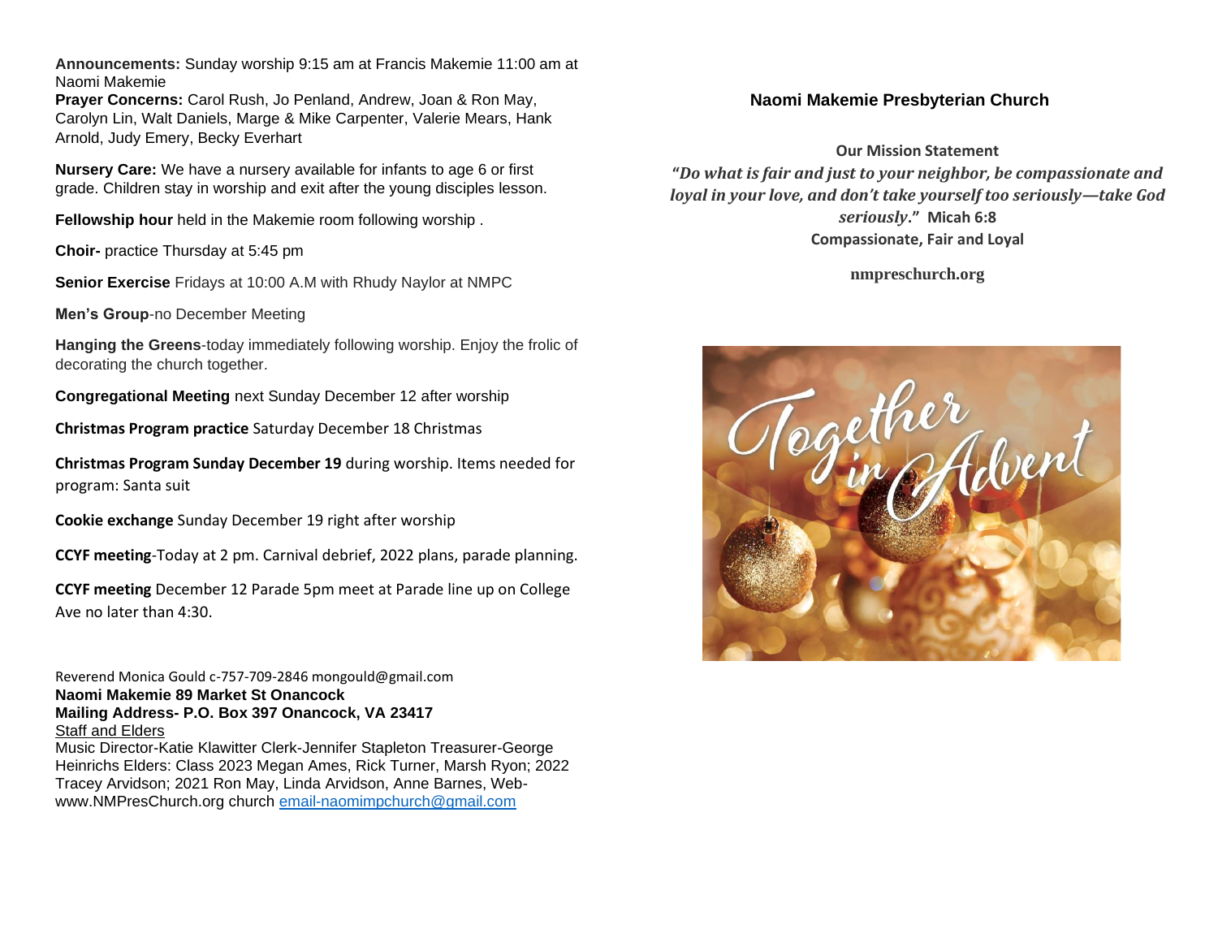**Announcements:** Sunday worship 9:15 am at Francis Makemie 11:00 am at Naomi Makemie

**Prayer Concerns:** Carol Rush, Jo Penland, Andrew, Joan & Ron May, Carolyn Lin, Walt Daniels, Marge & Mike Carpenter, Valerie Mears, Hank Arnold, Judy Emery, Becky Everhart

**Nursery Care:** We have a nursery available for infants to age 6 or first grade. Children stay in worship and exit after the young disciples lesson.

**Fellowship hour** held in the Makemie room following worship .

**Choir-** practice Thursday at 5:45 pm

**Senior Exercise** Fridays at 10:00 A.M with Rhudy Naylor at NMPC

**Men's Group**-no December Meeting

**Hanging the Greens**-today immediately following worship. Enjoy the frolic of decorating the church together.

**Congregational Meeting** next Sunday December 12 after worship

**Christmas Program practice** Saturday December 18 Christmas

**Christmas Program Sunday December 19** during worship. Items needed for program: Santa suit

**Cookie exchange** Sunday December 19 right after worship

**CCYF meeting**-Today at 2 pm. Carnival debrief, 2022 plans, parade planning.

**CCYF meeting** December 12 Parade 5pm meet at Parade line up on College Ave no later than 4:30.

Reverend Monica Gould c-757-709-2846 mongould@gmail.com

**Naomi Makemie 89 Market St Onancock**

**Mailing Address- P.O. Box 397 Onancock, VA 23417**

Staff and Elders

Music Director-Katie Klawitter Clerk-Jennifer Stapleton Treasurer-George Heinrichs Elders: Class 2023 Megan Ames, Rick Turner, Marsh Ryon; 2022 Tracey Arvidson; 2021 Ron May, Linda Arvidson, Anne Barnes, Web-www.NMPresChurch.org church email-naomimpchurch@gmail.com

## Naomi Makemie Presbyterian Church

**Our Mission Statement**

***"Do what is fair and just to your neighbor, be compassionate and loyal in your love, and don't take yourself too seriously—take God seriously."*** **Micah 6:8**

**Compassionate, Fair and Loyal**

**nmpreschurch.org**

Together in Advent